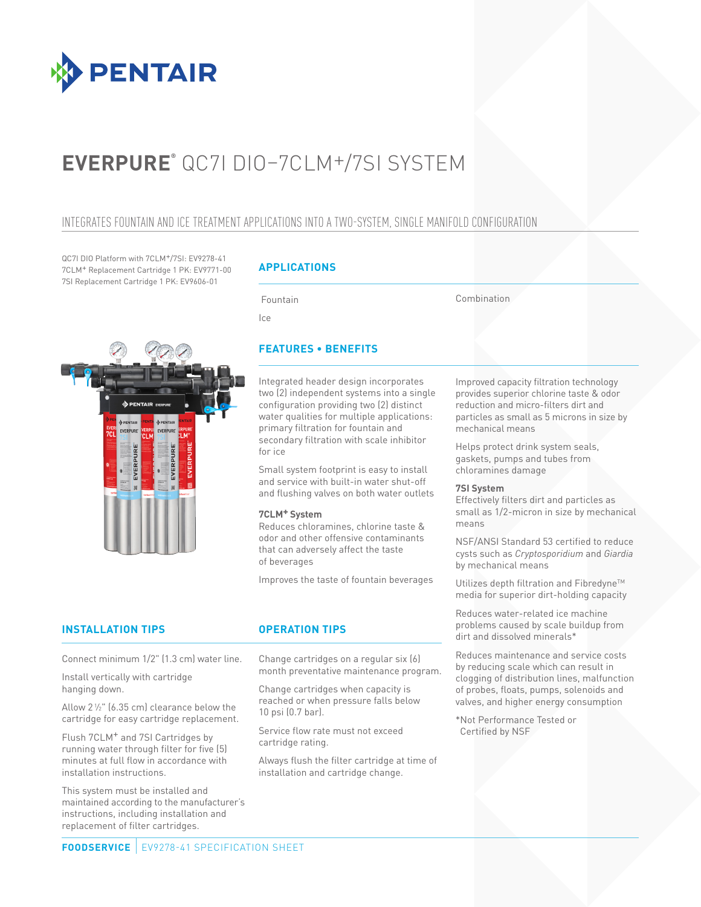# EVERPURE® QC7I DIO–7CLM+/7SI SYSTEM

## INTEGRATES FOUNTAIN AND ICE TREATMENT APPLICATIONS INTO A TWO-SYSTEM, SINGLE MANIFOLD CONFIGURATION

QC7I DIO Platform with 7CLM+/7SI: EV9278-41
7CLM+ Replacement Cartridge 1 PK: EV9771-00
7SI Replacement Cartridge 1 PK: EV9606-01

### APPLICATIONS

Fountain

Ice

Combination

### FEATURES • BENEFITS

Integrated header design incorporates two (2) independent systems into a single configuration providing two (2) distinct water qualities for multiple applications: primary filtration for fountain and secondary filtration with scale inhibitor for ice

Small system footprint is easy to install and service with built-in water shut-off and flushing valves on both water outlets

**7CLM+ System**
Reduces chloramines, chlorine taste & odor and other offensive contaminants that can adversely affect the taste of beverages

Improves the taste of fountain beverages

Improved capacity filtration technology provides superior chlorine taste & odor reduction and micro-filters dirt and particles as small as 5 microns in size by mechanical means

Helps protect drink system seals, gaskets, pumps and tubes from chloramines damage

**7SI System**
Effectively filters dirt and particles as small as 1/2-micron in size by mechanical means

NSF/ANSI Standard 53 certified to reduce cysts such as *Cryptosporidium* and *Giardia* by mechanical means

Utilizes depth filtration and Fibredyne™ media for superior dirt-holding capacity

Reduces water-related ice machine problems caused by scale buildup from dirt and dissolved minerals*

Reduces maintenance and service costs by reducing scale which can result in clogging of distribution lines, malfunction of probes, floats, pumps, solenoids and valves, and higher energy consumption

*Not Performance Tested or Certified by NSF

### INSTALLATION TIPS

Connect minimum 1/2" (1.3 cm) water line.

Install vertically with cartridge hanging down.

Allow 2 ½" (6.35 cm) clearance below the cartridge for easy cartridge replacement.

Flush 7CLM+ and 7SI Cartridges by running water through filter for five (5) minutes at full flow in accordance with installation instructions.

This system must be installed and maintained according to the manufacturer's instructions, including installation and replacement of filter cartridges.

### OPERATION TIPS

Change cartridges on a regular six (6) month preventative maintenance program.

Change cartridges when capacity is reached or when pressure falls below 10 psi (0.7 bar).

Service flow rate must not exceed cartridge rating.

Always flush the filter cartridge at time of installation and cartridge change.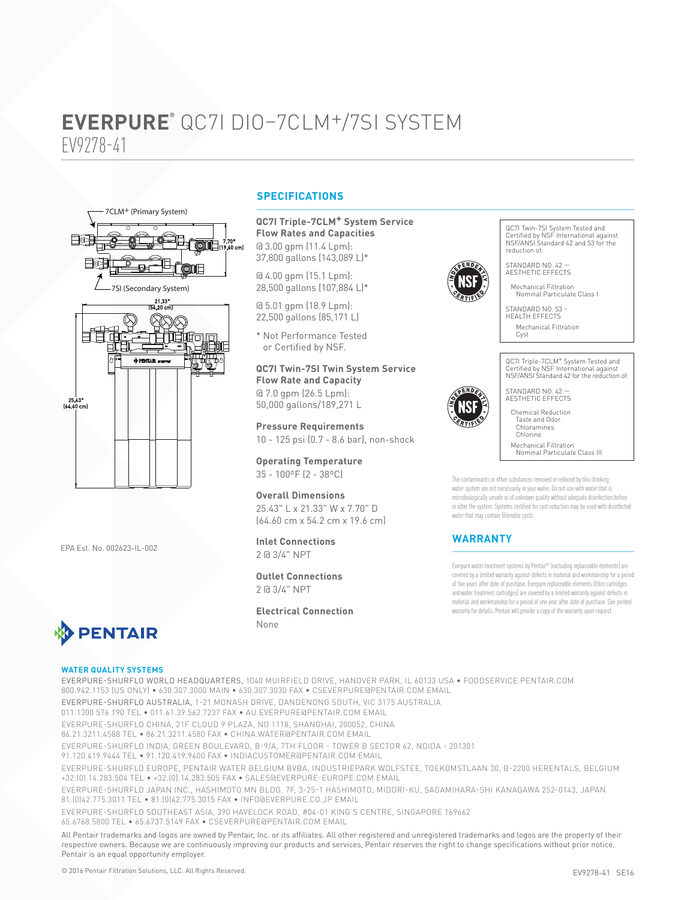# EVERPURE® QC7I DIO–7CLM+/7SI SYSTEM

EV9278-41

7CLM+ (Primary System)

7.70" (19,60 cm)

7SI (Secondary System)

21.33" (54,20 cm)

25.43" (64,60 cm)

EPA Est. No. 002623-IL-002

## SPECIFICATIONS

**QC7I Triple-7CLM+ System Service Flow Rates and Capacities**

@ 3.00 gpm (11.4 Lpm): 37,800 gallons (143,089 L)*

@ 4.00 gpm (15.1 Lpm): 28,500 gallons (107,884 L)*

@ 5.01 gpm (18.9 Lpm): 22,500 gallons (85,171 L)

* Not Performance Tested or Certified by NSF.

**QC7I Twin-7SI Twin System Service Flow Rate and Capacity**

@ 7.0 gpm (26.5 Lpm): 50,000 gallons/189,271 L

**Pressure Requirements**

10 - 125 psi (0.7 - 8.6 bar), non-shock

**Operating Temperature**

35 - 100°F (2 - 38°C)

**Overall Dimensions**

25.43" L x 21.33" W x 7.70" D (64.60 cm x 54.2 cm x 19.6 cm)

**Inlet Connections**

2 @ 3/4" NPT

**Outlet Connections**

2 @ 3/4" NPT

**Electrical Connection**

None

QC7I Twin-7SI System Tested and Certified by NSF International against NSF/ANSI Standard 42 and 53 for the reduction of:

STANDARD NO. 42 — AESTHETIC EFFECTS

- Mechanical Filtration
  - Nominal Particulate Class I

STANDARD NO. 53 – HEALTH EFFECTS

- Mechanical Filtration
  - Cyst

QC7I Triple-7CLM+ System Tested and Certified by NSF International against NSF/ANSI Standard 42 for the reduction of:

STANDARD NO. 42 — AESTHETIC EFFECTS

- Chemical Reduction
  - Taste and Odor
  - Chloramines
  - Chlorine
- Mechanical Filtration
  - Nominal Particulate Class III

The contaminants or other substances removed or reduced by this drinking water system are not necessarily in your water. Do not use with water that is microbiologically unsafe or of unknown quality without adequate disinfection before or after the system. Systems certified for cyst reduction may be used with disinfected water that may contain filterable cysts.

## WARRANTY

Everpure water treatment systems by Pentair® (excluding replaceable elements) are covered by a limited warranty against defects in material and workmanship for a period of five years after date of purchase. Everpure replaceable elements (filter cartridges and water treatment cartridges) are covered by a limited warranty against defects in material and workmanship for a period of one year after date of purchase. See printed warranty for details. Pentair will provide a copy of the warranty upon request.

PENTAIR

**WATER QUALITY SYSTEMS**

EVERPURE-SHURFLO WORLD HEADQUARTERS, 1040 MUIRFIELD DRIVE, HANOVER PARK, IL 60133 USA • FOODSERVICE.PENTAIR.COM
800.942.1153 (US ONLY) • 630.307.3000 MAIN • 630.307.3030 FAX • CSEVERPURE@PENTAIR.COM EMAIL

EVERPURE-SHURFLO AUSTRALIA, 1-21 MONASH DRIVE, DANDENONG SOUTH, VIC 3175 AUSTRALIA
011.1300 576 190 TEL • 011.61.39.562.7237 FAX • AU.EVERPURE@PENTAIR.COM EMAIL

EVERPURE-SHURFLO CHINA, 21F CLOUD 9 PLAZA, NO 1118, SHANGHAI, 200052, CHINA
86.21.3211.4588 TEL • 86.21.3211.4580 FAX • CHINA.WATER@PENTAIR.COM EMAIL

EVERPURE-SHURFLO INDIA, GREEN BOULEVARD, B-9/A, 7TH FLOOR - TOWER B SECTOR 62, NOIDA - 201301
91.120.419.9444 TEL • 91.120.419.9400 FAX • INDIACUSTOMER@PENTAIR.COM EMAIL

EVERPURE-SHURFLO EUROPE, PENTAIR WATER BELGIUM BVBA, INDUSTRIEPARK WOLFSTEE, TOEKOMSTLAAN 30, B-2200 HERENTALS, BELGIUM
+32.(0).14.283.504 TEL • +32.(0).14.283.505 FAX • SALES@EVERPURE-EUROPE.COM EMAIL

EVERPURE-SHURFLO JAPAN INC., HASHIMOTO MN BLDG. 7F, 3-25-1 HASHIMOTO, MIDORI-KU, SAGAMIHARA-SHI KANAGAWA 252-0143, JAPAN
81.(0)42.775.3011 TEL • 81.(0)42.775.3015 FAX • INFO@EVERPURE.CO.JP EMAIL

EVERPURE-SHURFLO SOUTHEAST ASIA, 390 HAVELOCK ROAD, #04-01 KING'S CENTRE, SINGAPORE 169662
65.6768.5800 TEL • 65.6737.5149 FAX • CSEVERPURE@PENTAIR.COM EMAIL

All Pentair trademarks and logos are owned by Pentair, Inc. or its affiliates. All other registered and unregistered trademarks and logos are the property of their respective owners. Because we are continuously improving our products and services, Pentair reserves the right to change specifications without prior notice. Pentair is an equal opportunity employer.

© 2016 Pentair Filtration Solutions, LLC. All Rights Reserved.

EV9278-41 SE16